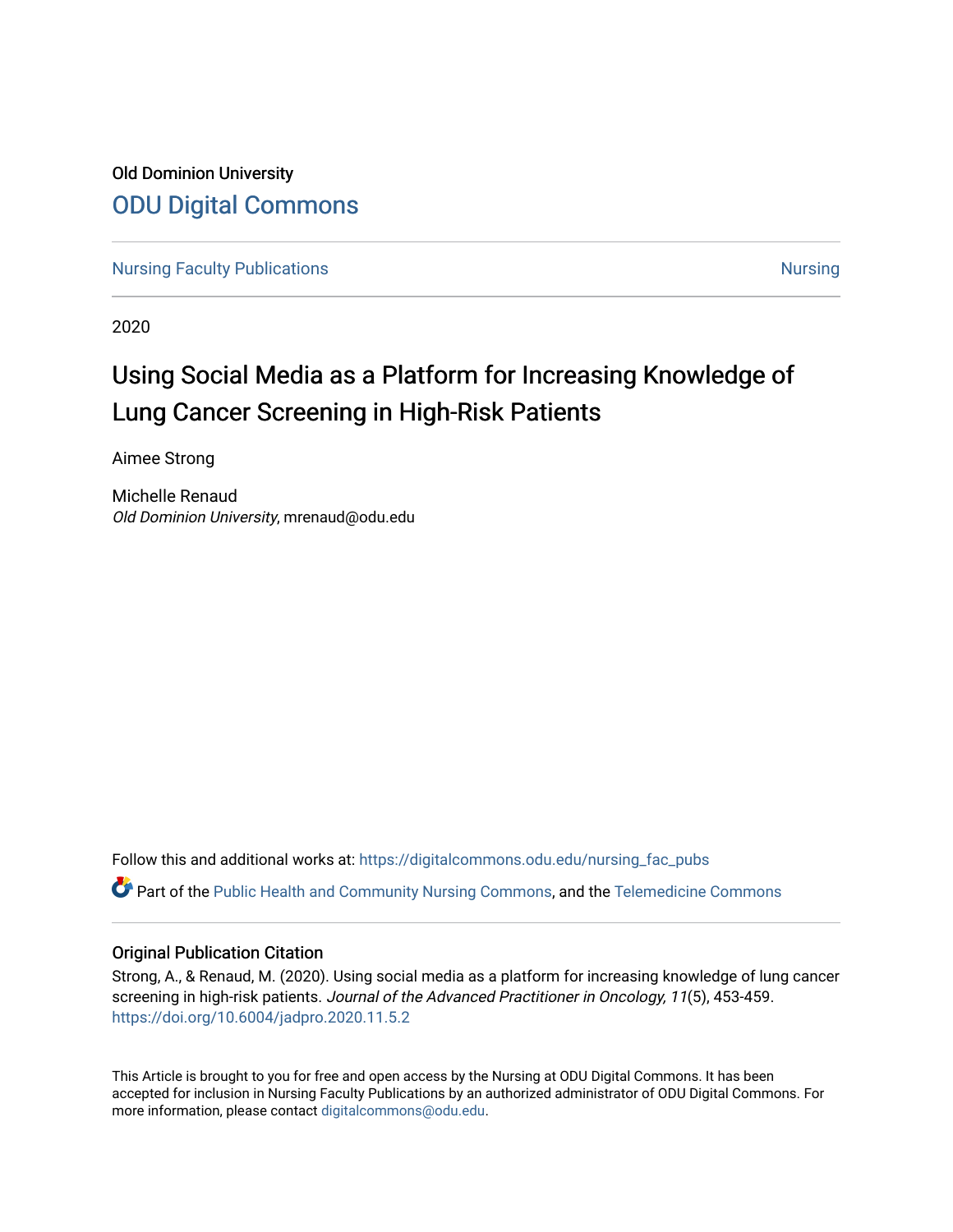Old Dominion University

## ODU Digital Commons

Nursing Faculty Publications | Nursing

2020

# Using Social Media as a Platform for Increasing Knowledge of Lung Cancer Screening in High-Risk Patients

Aimee Strong

Michelle Renaud
*Old Dominion University*, mrenaud@odu.edu

Follow this and additional works at: https://digitalcommons.odu.edu/nursing_fac_pubs

Part of the Public Health and Community Nursing Commons, and the Telemedicine Commons

### Original Publication Citation

Strong, A., & Renaud, M. (2020). Using social media as a platform for increasing knowledge of lung cancer screening in high-risk patients. *Journal of the Advanced Practitioner in Oncology, 11*(5), 453-459. https://doi.org/10.6004/jadpro.2020.11.5.2

This Article is brought to you for free and open access by the Nursing at ODU Digital Commons. It has been accepted for inclusion in Nursing Faculty Publications by an authorized administrator of ODU Digital Commons. For more information, please contact digitalcommons@odu.edu.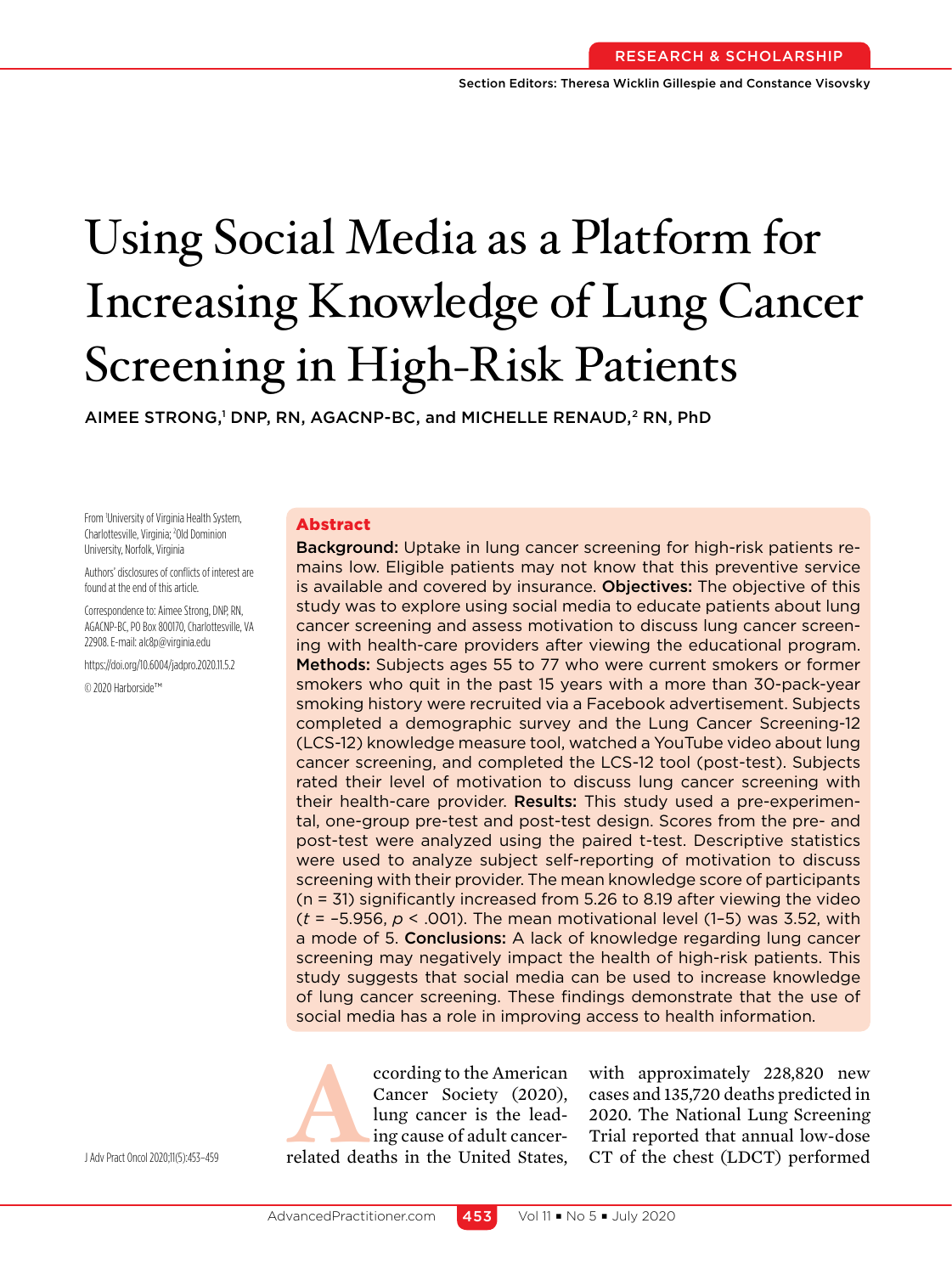RESEARCH & SCHOLARSHIP

Section Editors: Theresa Wicklin Gillespie and Constance Visovsky

# Using Social Media as a Platform for Increasing Knowledge of Lung Cancer Screening in High-Risk Patients

AIMEE STRONG,[1] DNP, RN, AGACNP-BC, and MICHELLE RENAUD,[2] RN, PhD

From [1]University of Virginia Health System, Charlottesville, Virginia; [2]Old Dominion University, Norfolk, Virginia

Authors' disclosures of conflicts of interest are found at the end of this article.

Correspondence to: Aimee Strong, DNP, RN, AGACNP-BC, PO Box 800170, Charlottesville, VA 22908. E-mail: alc8p@virginia.edu

https://doi.org/10.6004/jadpro.2020.11.5.2

© 2020 Harborside™

## Abstract

**Background:** Uptake in lung cancer screening for high-risk patients remains low. Eligible patients may not know that this preventive service is available and covered by insurance. **Objectives:** The objective of this study was to explore using social media to educate patients about lung cancer screening and assess motivation to discuss lung cancer screening with health-care providers after viewing the educational program. **Methods:** Subjects ages 55 to 77 who were current smokers or former smokers who quit in the past 15 years with a more than 30-pack-year smoking history were recruited via a Facebook advertisement. Subjects completed a demographic survey and the Lung Cancer Screening-12 (LCS-12) knowledge measure tool, watched a YouTube video about lung cancer screening, and completed the LCS-12 tool (post-test). Subjects rated their level of motivation to discuss lung cancer screening with their health-care provider. **Results:** This study used a pre-experimental, one-group pre-test and post-test design. Scores from the pre- and post-test were analyzed using the paired t-test. Descriptive statistics were used to analyze subject self-reporting of motivation to discuss screening with their provider. The mean knowledge score of participants ($n = 31$) significantly increased from 5.26 to 8.19 after viewing the video ($t = -5.956$, $p < .001$). The mean motivational level (1–5) was 3.52, with a mode of 5. **Conclusions:** A lack of knowledge regarding lung cancer screening may negatively impact the health of high-risk patients. This study suggests that social media can be used to increase knowledge of lung cancer screening. These findings demonstrate that the use of social media has a role in improving access to health information.

According to the American Cancer Society (2020), lung cancer is the leading cause of adult cancer-related deaths in the United States, with approximately 228,820 new cases and 135,720 deaths predicted in 2020. The National Lung Screening Trial reported that annual low-dose CT of the chest (LDCT) performed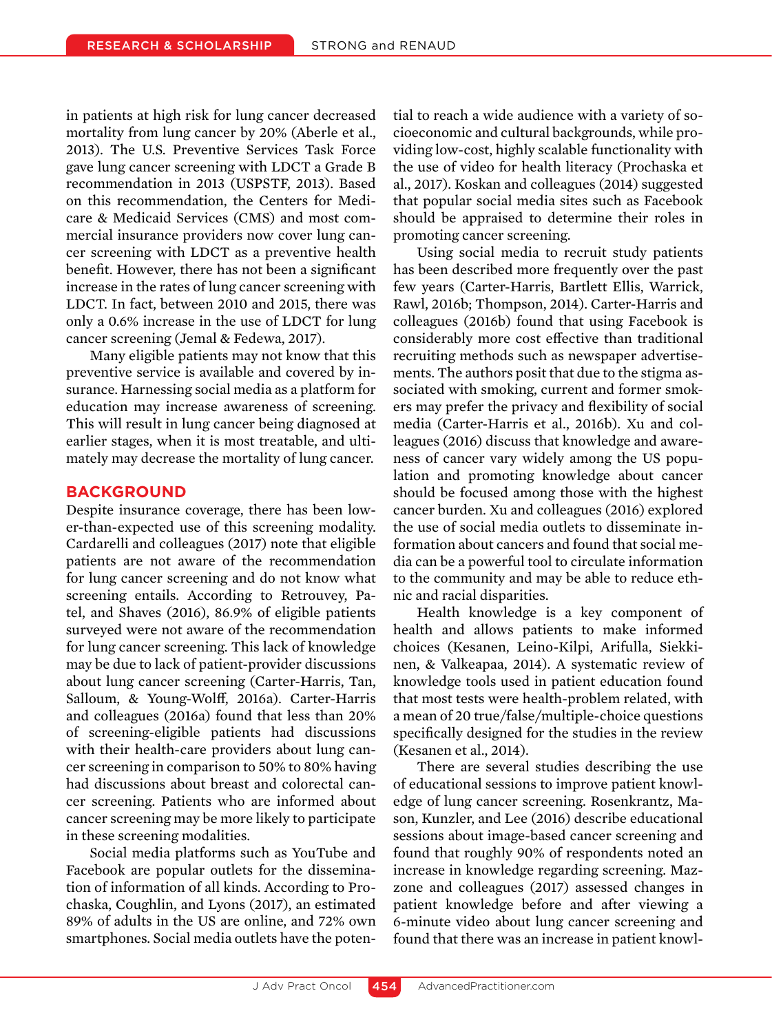in patients at high risk for lung cancer decreased mortality from lung cancer by 20% (Aberle et al., 2013). The U.S. Preventive Services Task Force gave lung cancer screening with LDCT a Grade B recommendation in 2013 (USPSTF, 2013). Based on this recommendation, the Centers for Medicare & Medicaid Services (CMS) and most commercial insurance providers now cover lung cancer screening with LDCT as a preventive health benefit. However, there has not been a significant increase in the rates of lung cancer screening with LDCT. In fact, between 2010 and 2015, there was only a 0.6% increase in the use of LDCT for lung cancer screening (Jemal & Fedewa, 2017).

Many eligible patients may not know that this preventive service is available and covered by insurance. Harnessing social media as a platform for education may increase awareness of screening. This will result in lung cancer being diagnosed at earlier stages, when it is most treatable, and ultimately may decrease the mortality of lung cancer.

## BACKGROUND

Despite insurance coverage, there has been lower-than-expected use of this screening modality. Cardarelli and colleagues (2017) note that eligible patients are not aware of the recommendation for lung cancer screening and do not know what screening entails. According to Retrouvey, Patel, and Shaves (2016), 86.9% of eligible patients surveyed were not aware of the recommendation for lung cancer screening. This lack of knowledge may be due to lack of patient-provider discussions about lung cancer screening (Carter-Harris, Tan, Salloum, & Young-Wolff, 2016a). Carter-Harris and colleagues (2016a) found that less than 20% of screening-eligible patients had discussions with their health-care providers about lung cancer screening in comparison to 50% to 80% having had discussions about breast and colorectal cancer screening. Patients who are informed about cancer screening may be more likely to participate in these screening modalities.

Social media platforms such as YouTube and Facebook are popular outlets for the dissemination of information of all kinds. According to Prochaska, Coughlin, and Lyons (2017), an estimated 89% of adults in the US are online, and 72% own smartphones. Social media outlets have the potential to reach a wide audience with a variety of socioeconomic and cultural backgrounds, while providing low-cost, highly scalable functionality with the use of video for health literacy (Prochaska et al., 2017). Koskan and colleagues (2014) suggested that popular social media sites such as Facebook should be appraised to determine their roles in promoting cancer screening.

Using social media to recruit study patients has been described more frequently over the past few years (Carter-Harris, Bartlett Ellis, Warrick, Rawl, 2016b; Thompson, 2014). Carter-Harris and colleagues (2016b) found that using Facebook is considerably more cost effective than traditional recruiting methods such as newspaper advertisements. The authors posit that due to the stigma associated with smoking, current and former smokers may prefer the privacy and flexibility of social media (Carter-Harris et al., 2016b). Xu and colleagues (2016) discuss that knowledge and awareness of cancer vary widely among the US population and promoting knowledge about cancer should be focused among those with the highest cancer burden. Xu and colleagues (2016) explored the use of social media outlets to disseminate information about cancers and found that social media can be a powerful tool to circulate information to the community and may be able to reduce ethnic and racial disparities.

Health knowledge is a key component of health and allows patients to make informed choices (Kesanen, Leino-Kilpi, Arifulla, Siekkinen, & Valkeapaa, 2014). A systematic review of knowledge tools used in patient education found that most tests were health-problem related, with a mean of 20 true/false/multiple-choice questions specifically designed for the studies in the review (Kesanen et al., 2014).

There are several studies describing the use of educational sessions to improve patient knowledge of lung cancer screening. Rosenkrantz, Mason, Kunzler, and Lee (2016) describe educational sessions about image-based cancer screening and found that roughly 90% of respondents noted an increase in knowledge regarding screening. Mazzone and colleagues (2017) assessed changes in patient knowledge before and after viewing a 6-minute video about lung cancer screening and found that there was an increase in patient knowl-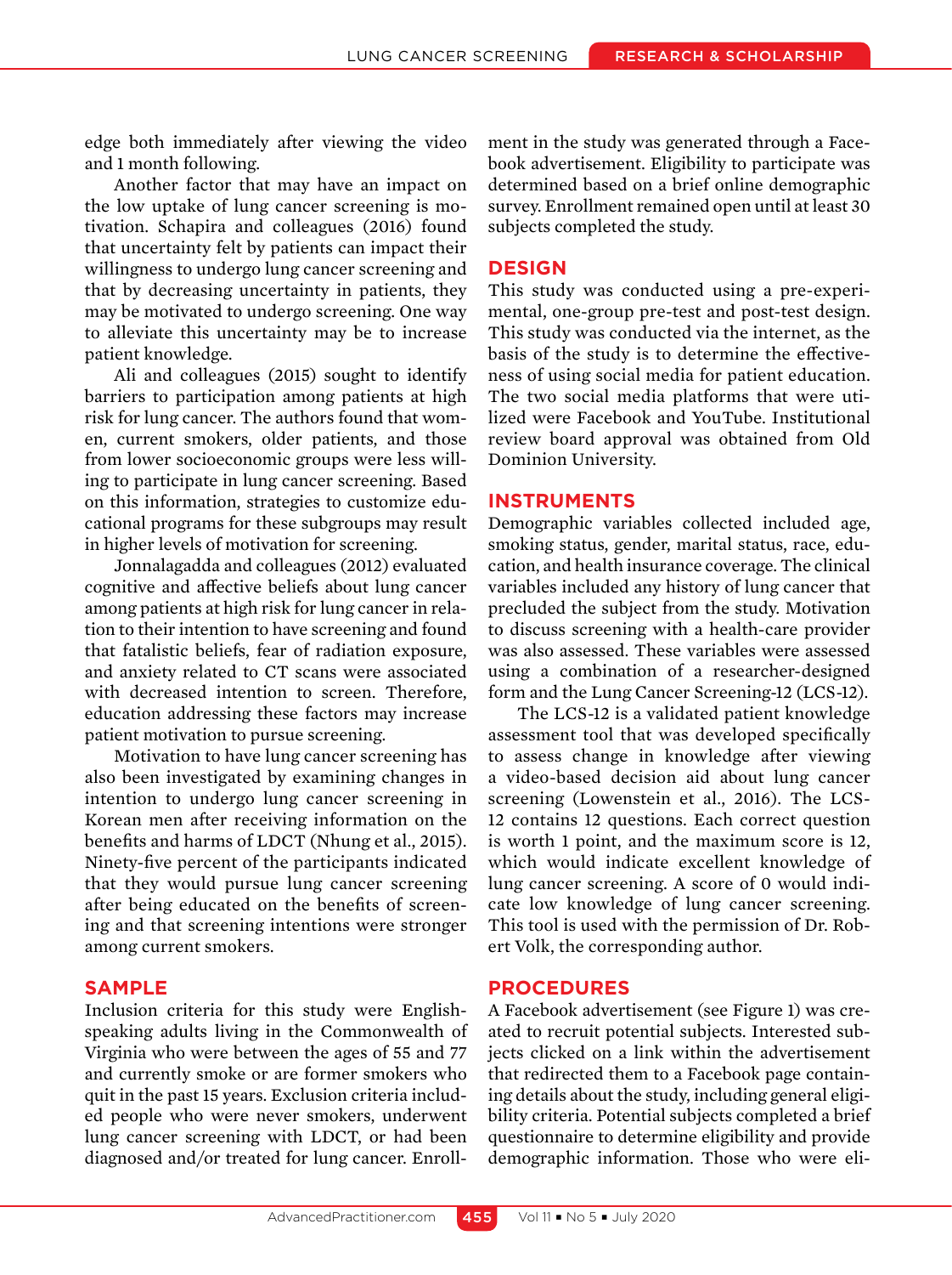edge both immediately after viewing the video and 1 month following.

Another factor that may have an impact on the low uptake of lung cancer screening is motivation. Schapira and colleagues (2016) found that uncertainty felt by patients can impact their willingness to undergo lung cancer screening and that by decreasing uncertainty in patients, they may be motivated to undergo screening. One way to alleviate this uncertainty may be to increase patient knowledge.

Ali and colleagues (2015) sought to identify barriers to participation among patients at high risk for lung cancer. The authors found that women, current smokers, older patients, and those from lower socioeconomic groups were less willing to participate in lung cancer screening. Based on this information, strategies to customize educational programs for these subgroups may result in higher levels of motivation for screening.

Jonnalagadda and colleagues (2012) evaluated cognitive and affective beliefs about lung cancer among patients at high risk for lung cancer in relation to their intention to have screening and found that fatalistic beliefs, fear of radiation exposure, and anxiety related to CT scans were associated with decreased intention to screen. Therefore, education addressing these factors may increase patient motivation to pursue screening.

Motivation to have lung cancer screening has also been investigated by examining changes in intention to undergo lung cancer screening in Korean men after receiving information on the benefits and harms of LDCT (Nhung et al., 2015). Ninety-five percent of the participants indicated that they would pursue lung cancer screening after being educated on the benefits of screening and that screening intentions were stronger among current smokers.

## SAMPLE

Inclusion criteria for this study were English-speaking adults living in the Commonwealth of Virginia who were between the ages of 55 and 77 and currently smoke or are former smokers who quit in the past 15 years. Exclusion criteria included people who were never smokers, underwent lung cancer screening with LDCT, or had been diagnosed and/or treated for lung cancer. Enrollment in the study was generated through a Facebook advertisement. Eligibility to participate was determined based on a brief online demographic survey. Enrollment remained open until at least 30 subjects completed the study.

## DESIGN

This study was conducted using a pre-experimental, one-group pre-test and post-test design. This study was conducted via the internet, as the basis of the study is to determine the effectiveness of using social media for patient education. The two social media platforms that were utilized were Facebook and YouTube. Institutional review board approval was obtained from Old Dominion University.

## INSTRUMENTS

Demographic variables collected included age, smoking status, gender, marital status, race, education, and health insurance coverage. The clinical variables included any history of lung cancer that precluded the subject from the study. Motivation to discuss screening with a health-care provider was also assessed. These variables were assessed using a combination of a researcher-designed form and the Lung Cancer Screening-12 (LCS-12).

The LCS-12 is a validated patient knowledge assessment tool that was developed specifically to assess change in knowledge after viewing a video-based decision aid about lung cancer screening (Lowenstein et al., 2016). The LCS-12 contains 12 questions. Each correct question is worth 1 point, and the maximum score is 12, which would indicate excellent knowledge of lung cancer screening. A score of 0 would indicate low knowledge of lung cancer screening. This tool is used with the permission of Dr. Robert Volk, the corresponding author.

## PROCEDURES

A Facebook advertisement (see Figure 1) was created to recruit potential subjects. Interested subjects clicked on a link within the advertisement that redirected them to a Facebook page containing details about the study, including general eligibility criteria. Potential subjects completed a brief questionnaire to determine eligibility and provide demographic information. Those who were eli-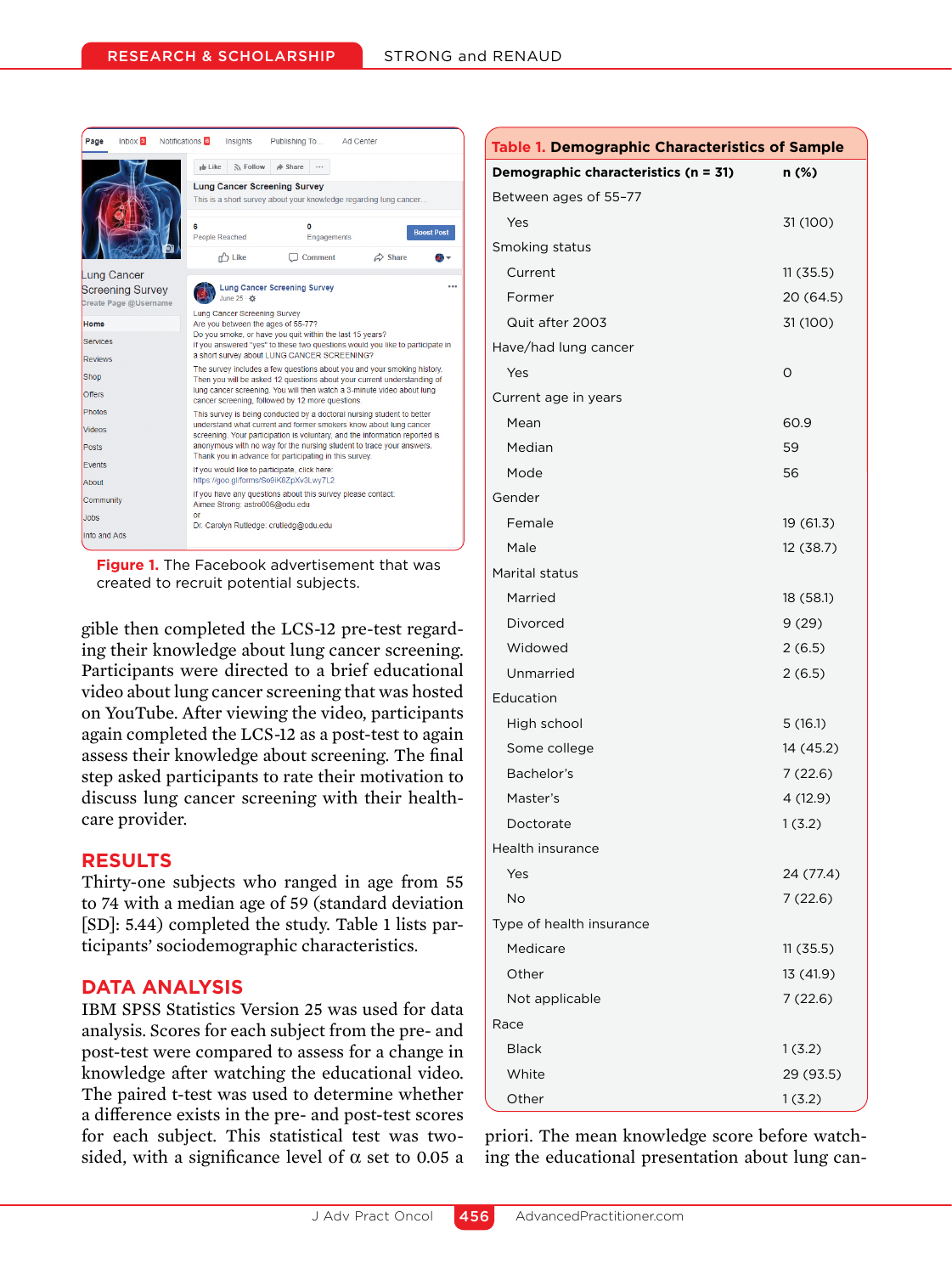Figure 1. The Facebook advertisement that was created to recruit potential subjects.

gible then completed the LCS-12 pre-test regarding their knowledge about lung cancer screening. Participants were directed to a brief educational video about lung cancer screening that was hosted on YouTube. After viewing the video, participants again completed the LCS-12 as a post-test to again assess their knowledge about screening. The final step asked participants to rate their motivation to discuss lung cancer screening with their healthcare provider.

## RESULTS

Thirty-one subjects who ranged in age from 55 to 74 with a median age of 59 (standard deviation [SD]: 5.44) completed the study. Table 1 lists participants' sociodemographic characteristics.

## DATA ANALYSIS

IBM SPSS Statistics Version 25 was used for data analysis. Scores for each subject from the pre- and post-test were compared to assess for a change in knowledge after watching the educational video. The paired t-test was used to determine whether a difference exists in the pre- and post-test scores for each subject. This statistical test was two-sided, with a significance level of $\alpha$ set to 0.05 a priori. The mean knowledge score before watching the educational presentation about lung can-

**Table 1. Demographic Characteristics of Sample**

| Demographic characteristics (n = 31) | n (%) |
|---|---|
| Between ages of 55–77 | |
| Yes | 31 (100) |
| Smoking status | |
| Current | 11 (35.5) |
| Former | 20 (64.5) |
| Quit after 2003 | 31 (100) |
| Have/had lung cancer | |
| Yes | 0 |
| Current age in years | |
| Mean | 60.9 |
| Median | 59 |
| Mode | 56 |
| Gender | |
| Female | 19 (61.3) |
| Male | 12 (38.7) |
| Marital status | |
| Married | 18 (58.1) |
| Divorced | 9 (29) |
| Widowed | 2 (6.5) |
| Unmarried | 2 (6.5) |
| Education | |
| High school | 5 (16.1) |
| Some college | 14 (45.2) |
| Bachelor's | 7 (22.6) |
| Master's | 4 (12.9) |
| Doctorate | 1 (3.2) |
| Health insurance | |
| Yes | 24 (77.4) |
| No | 7 (22.6) |
| Type of health insurance | |
| Medicare | 11 (35.5) |
| Other | 13 (41.9) |
| Not applicable | 7 (22.6) |
| Race | |
| Black | 1 (3.2) |
| White | 29 (93.5) |
| Other | 1 (3.2) |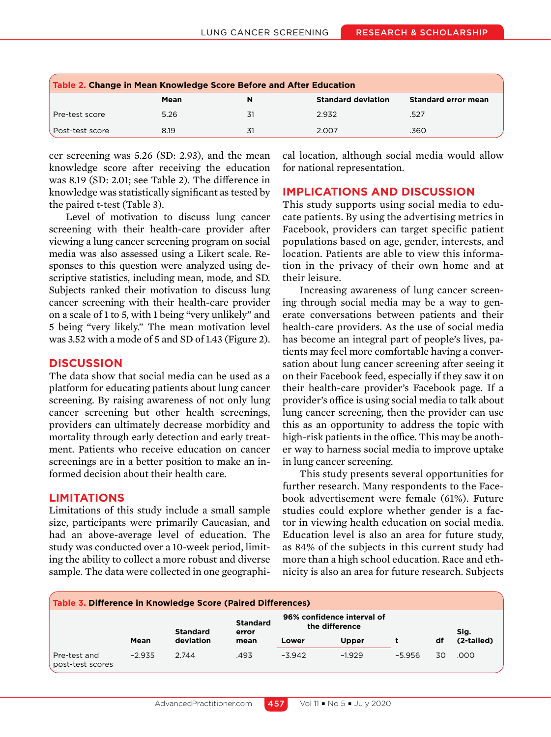**Table 2. Change in Mean Knowledge Score Before and After Education**

| | Mean | N | Standard deviation | Standard error mean |
|---|---|---|---|---|
| Pre-test score | 5.26 | 31 | 2.932 | .527 |
| Post-test score | 8.19 | 31 | 2.007 | .360 |

cer screening was 5.26 (SD: 2.93), and the mean knowledge score after receiving the education was 8.19 (SD: 2.01; see Table 2). The difference in knowledge was statistically significant as tested by the paired t-test (Table 3).

Level of motivation to discuss lung cancer screening with their health-care provider after viewing a lung cancer screening program on social media was also assessed using a Likert scale. Responses to this question were analyzed using descriptive statistics, including mean, mode, and SD. Subjects ranked their motivation to discuss lung cancer screening with their health-care provider on a scale of 1 to 5, with 1 being "very unlikely" and 5 being "very likely." The mean motivation level was 3.52 with a mode of 5 and SD of 1.43 (Figure 2).

## DISCUSSION

The data show that social media can be used as a platform for educating patients about lung cancer screening. By raising awareness of not only lung cancer screening but other health screenings, providers can ultimately decrease morbidity and mortality through early detection and early treatment. Patients who receive education on cancer screenings are in a better position to make an informed decision about their health care.

## LIMITATIONS

Limitations of this study include a small sample size, participants were primarily Caucasian, and had an above-average level of education. The study was conducted over a 10-week period, limiting the ability to collect a more robust and diverse sample. The data were collected in one geographical location, although social media would allow for national representation.

## IMPLICATIONS AND DISCUSSION

This study supports using social media to educate patients. By using the advertising metrics in Facebook, providers can target specific patient populations based on age, gender, interests, and location. Patients are able to view this information in the privacy of their own home and at their leisure.

Increasing awareness of lung cancer screening through social media may be a way to generate conversations between patients and their health-care providers. As the use of social media has become an integral part of people's lives, patients may feel more comfortable having a conversation about lung cancer screening after seeing it on their Facebook feed, especially if they saw it on their health-care provider's Facebook page. If a provider's office is using social media to talk about lung cancer screening, then the provider can use this as an opportunity to address the topic with high-risk patients in the office. This may be another way to harness social media to improve uptake in lung cancer screening.

This study presents several opportunities for further research. Many respondents to the Facebook advertisement were female (61%). Future studies could explore whether gender is a factor in viewing health education on social media. Education level is also an area for future study, as 84% of the subjects in this current study had more than a high school education. Race and ethnicity is also an area for future research. Subjects

**Table 3. Difference in Knowledge Score (Paired Differences)**

| | Mean | Standard deviation | Standard error mean | 96% confidence interval of the difference | | t | df | Sig. (2-tailed) |
|---|---|---|---|---|---|---|---|---|
| | | | | Lower | Upper | | | |
| Pre-test and post-test scores | −2.935 | 2.744 | .493 | −3.942 | −1.929 | −5.956 | 30 | .000 |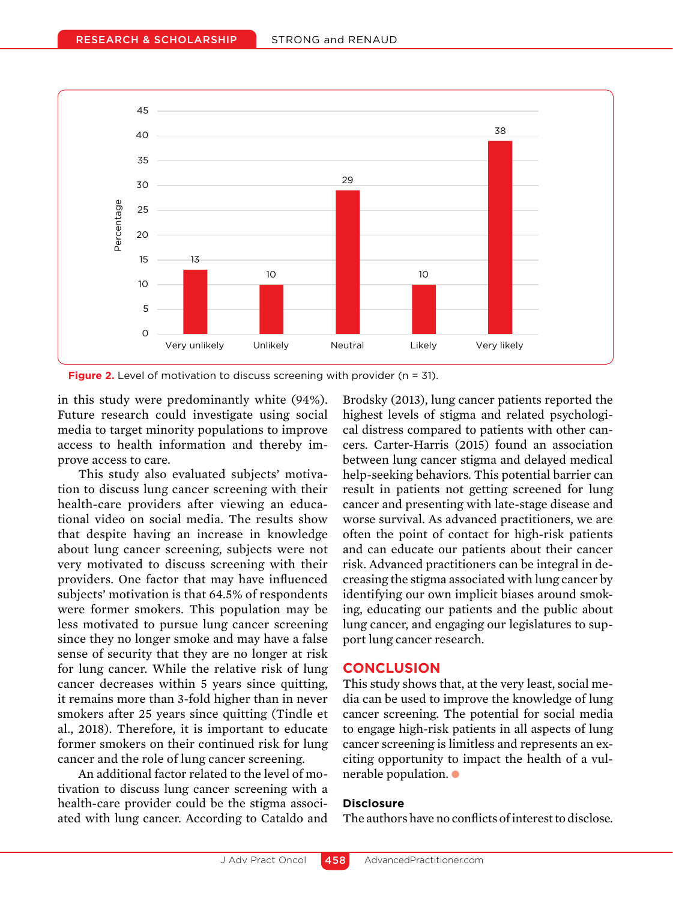Figure 2. Level of motivation to discuss screening with provider (n = 31).

in this study were predominantly white (94%). Future research could investigate using social media to target minority populations to improve access to health information and thereby improve access to care.

This study also evaluated subjects' motivation to discuss lung cancer screening with their health-care providers after viewing an educational video on social media. The results show that despite having an increase in knowledge about lung cancer screening, subjects were not very motivated to discuss screening with their providers. One factor that may have influenced subjects' motivation is that 64.5% of respondents were former smokers. This population may be less motivated to pursue lung cancer screening since they no longer smoke and may have a false sense of security that they are no longer at risk for lung cancer. While the relative risk of lung cancer decreases within 5 years since quitting, it remains more than 3-fold higher than in never smokers after 25 years since quitting (Tindle et al., 2018). Therefore, it is important to educate former smokers on their continued risk for lung cancer and the role of lung cancer screening.

An additional factor related to the level of motivation to discuss lung cancer screening with a health-care provider could be the stigma associated with lung cancer. According to Cataldo and Brodsky (2013), lung cancer patients reported the highest levels of stigma and related psychological distress compared to patients with other cancers. Carter-Harris (2015) found an association between lung cancer stigma and delayed medical help-seeking behaviors. This potential barrier can result in patients not getting screened for lung cancer and presenting with late-stage disease and worse survival. As advanced practitioners, we are often the point of contact for high-risk patients and can educate our patients about their cancer risk. Advanced practitioners can be integral in decreasing the stigma associated with lung cancer by identifying our own implicit biases around smoking, educating our patients and the public about lung cancer, and engaging our legislatures to support lung cancer research.

## CONCLUSION

This study shows that, at the very least, social media can be used to improve the knowledge of lung cancer screening. The potential for social media to engage high-risk patients in all aspects of lung cancer screening is limitless and represents an exciting opportunity to impact the health of a vulnerable population.

### Disclosure

The authors have no conflicts of interest to disclose.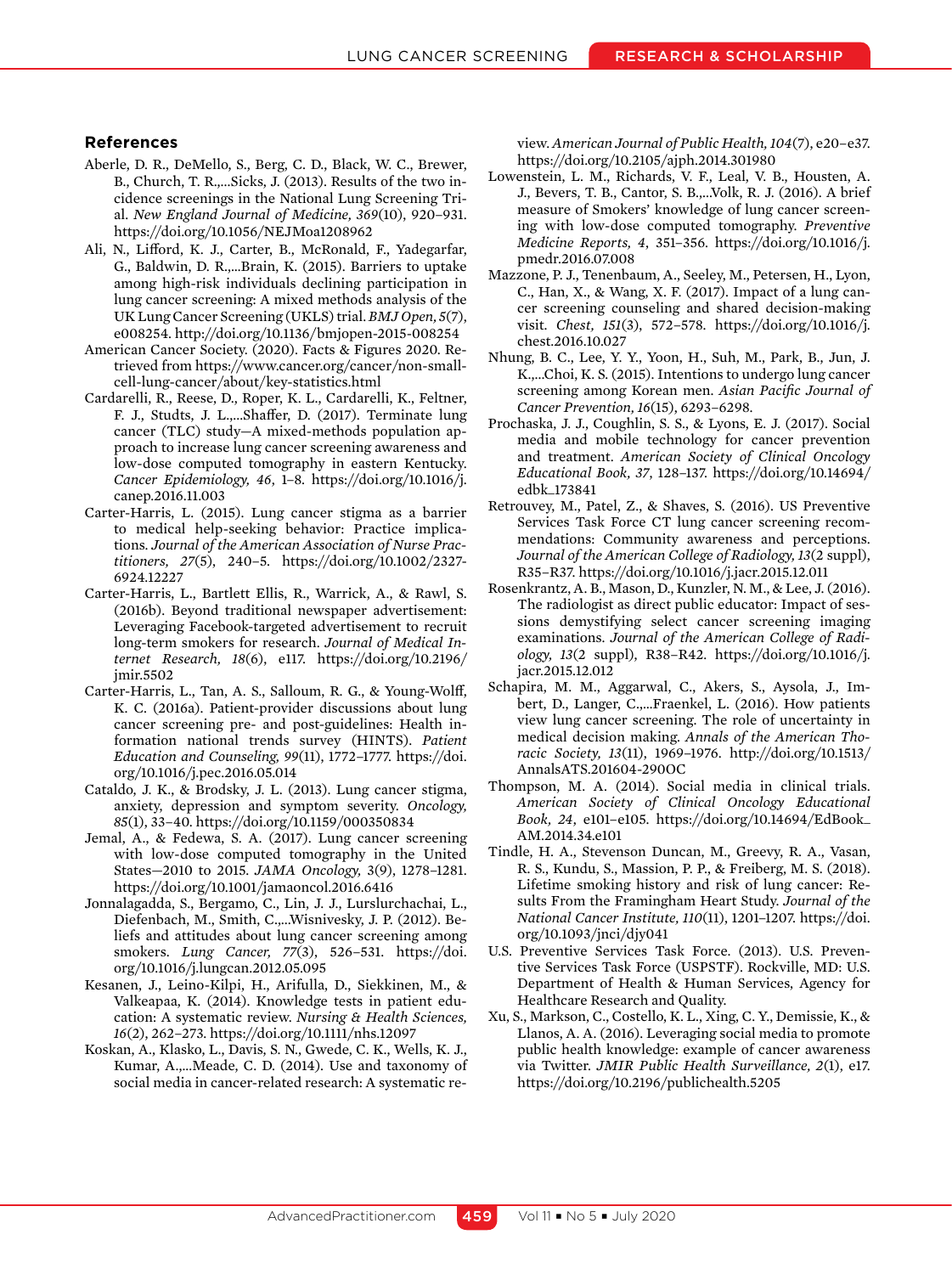## References

Aberle, D. R., DeMello, S., Berg, C. D., Black, W. C., Brewer, B., Church, T. R.,...Sicks, J. (2013). Results of the two incidence screenings in the National Lung Screening Trial. *New England Journal of Medicine, 369*(10), 920–931. https://doi.org/10.1056/NEJMoa1208962

Ali, N., Lifford, K. J., Carter, B., McRonald, F., Yadegarfar, G., Baldwin, D. R.,...Brain, K. (2015). Barriers to uptake among high-risk individuals declining participation in lung cancer screening: A mixed methods analysis of the UK Lung Cancer Screening (UKLS) trial. *BMJ Open, 5*(7), e008254. http://doi.org/10.1136/bmjopen-2015-008254

American Cancer Society. (2020). Facts & Figures 2020. Retrieved from https://www.cancer.org/cancer/non-small-cell-lung-cancer/about/key-statistics.html

Cardarelli, R., Reese, D., Roper, K. L., Cardarelli, K., Feltner, F. J., Studts, J. L.,...Shaffer, D. (2017). Terminate lung cancer (TLC) study—A mixed-methods population approach to increase lung cancer screening awareness and low-dose computed tomography in eastern Kentucky. *Cancer Epidemiology, 46*, 1–8. https://doi.org/10.1016/j.canep.2016.11.003

Carter-Harris, L. (2015). Lung cancer stigma as a barrier to medical help-seeking behavior: Practice implications. *Journal of the American Association of Nurse Practitioners, 27*(5), 240–5. https://doi.org/10.1002/2327-6924.12227

Carter-Harris, L., Bartlett Ellis, R., Warrick, A., & Rawl, S. (2016b). Beyond traditional newspaper advertisement: Leveraging Facebook-targeted advertisement to recruit long-term smokers for research. *Journal of Medical Internet Research, 18*(6), e117. https://doi.org/10.2196/jmir.5502

Carter-Harris, L., Tan, A. S., Salloum, R. G., & Young-Wolff, K. C. (2016a). Patient-provider discussions about lung cancer screening pre- and post-guidelines: Health information national trends survey (HINTS). *Patient Education and Counseling, 99*(11), 1772–1777. https://doi.org/10.1016/j.pec.2016.05.014

Cataldo, J. K., & Brodsky, J. L. (2013). Lung cancer stigma, anxiety, depression and symptom severity. *Oncology, 85*(1), 33–40. https://doi.org/10.1159/000350834

Jemal, A., & Fedewa, S. A. (2017). Lung cancer screening with low-dose computed tomography in the United States—2010 to 2015. *JAMA Oncology*, 3(9), 1278–1281. https://doi.org/10.1001/jamaoncol.2016.6416

Jonnalagadda, S., Bergamo, C., Lin, J. J., Lurslurchachai, L., Diefenbach, M., Smith, C.,...Wisnivesky, J. P. (2012). Beliefs and attitudes about lung cancer screening among smokers. *Lung Cancer, 77*(3), 526–531. https://doi.org/10.1016/j.lungcan.2012.05.095

Kesanen, J., Leino-Kilpi, H., Arifulla, D., Siekkinen, M., & Valkeapaa, K. (2014). Knowledge tests in patient education: A systematic review. *Nursing & Health Sciences, 16*(2), 262–273. https://doi.org/10.1111/nhs.12097

Koskan, A., Klasko, L., Davis, S. N., Gwede, C. K., Wells, K. J., Kumar, A.,...Meade, C. D. (2014). Use and taxonomy of social media in cancer-related research: A systematic review. *American Journal of Public Health, 104*(7), e20–e37. https://doi.org/10.2105/ajph.2014.301980

Lowenstein, L. M., Richards, V. F., Leal, V. B., Housten, A. J., Bevers, T. B., Cantor, S. B.,...Volk, R. J. (2016). A brief measure of Smokers' knowledge of lung cancer screening with low-dose computed tomography. *Preventive Medicine Reports, 4*, 351–356. https://doi.org/10.1016/j.pmedr.2016.07.008

Mazzone, P. J., Tenenbaum, A., Seeley, M., Petersen, H., Lyon, C., Han, X., & Wang, X. F. (2017). Impact of a lung cancer screening counseling and shared decision-making visit. *Chest, 151*(3), 572–578. https://doi.org/10.1016/j.chest.2016.10.027

Nhung, B. C., Lee, Y. Y., Yoon, H., Suh, M., Park, B., Jun, J. K.,...Choi, K. S. (2015). Intentions to undergo lung cancer screening among Korean men. *Asian Pacific Journal of Cancer Prevention, 16*(15), 6293–6298.

Prochaska, J. J., Coughlin, S. S., & Lyons, E. J. (2017). Social media and mobile technology for cancer prevention and treatment. *American Society of Clinical Oncology Educational Book, 37*, 128–137. https://doi.org/10.14694/edbk_173841

Retrouvey, M., Patel, Z., & Shaves, S. (2016). US Preventive Services Task Force CT lung cancer screening recommendations: Community awareness and perceptions. *Journal of the American College of Radiology, 13*(2 suppl), R35–R37. https://doi.org/10.1016/j.jacr.2015.12.011

Rosenkrantz, A. B., Mason, D., Kunzler, N. M., & Lee, J. (2016). The radiologist as direct public educator: Impact of sessions demystifying select cancer screening imaging examinations. *Journal of the American College of Radiology, 13*(2 suppl), R38–R42. https://doi.org/10.1016/j.jacr.2015.12.012

Schapira, M. M., Aggarwal, C., Akers, S., Aysola, J., Imbert, D., Langer, C.,...Fraenkel, L. (2016). How patients view lung cancer screening. The role of uncertainty in medical decision making. *Annals of the American Thoracic Society, 13*(11), 1969–1976. http://doi.org/10.1513/AnnalsATS.201604-290OC

Thompson, M. A. (2014). Social media in clinical trials. *American Society of Clinical Oncology Educational Book, 24*, e101–e105. https://doi.org/10.14694/EdBook_AM.2014.34.e101

Tindle, H. A., Stevenson Duncan, M., Greevy, R. A., Vasan, R. S., Kundu, S., Massion, P. P., & Freiberg, M. S. (2018). Lifetime smoking history and risk of lung cancer: Results From the Framingham Heart Study. *Journal of the National Cancer Institute, 110*(11), 1201–1207. https://doi.org/10.1093/jnci/djy041

U.S. Preventive Services Task Force. (2013). U.S. Preventive Services Task Force (USPSTF). Rockville, MD: U.S. Department of Health & Human Services, Agency for Healthcare Research and Quality.

Xu, S., Markson, C., Costello, K. L., Xing, C. Y., Demissie, K., & Llanos, A. A. (2016). Leveraging social media to promote public health knowledge: example of cancer awareness via Twitter. *JMIR Public Health Surveillance, 2*(1), e17. https://doi.org/10.2196/publichealth.5205